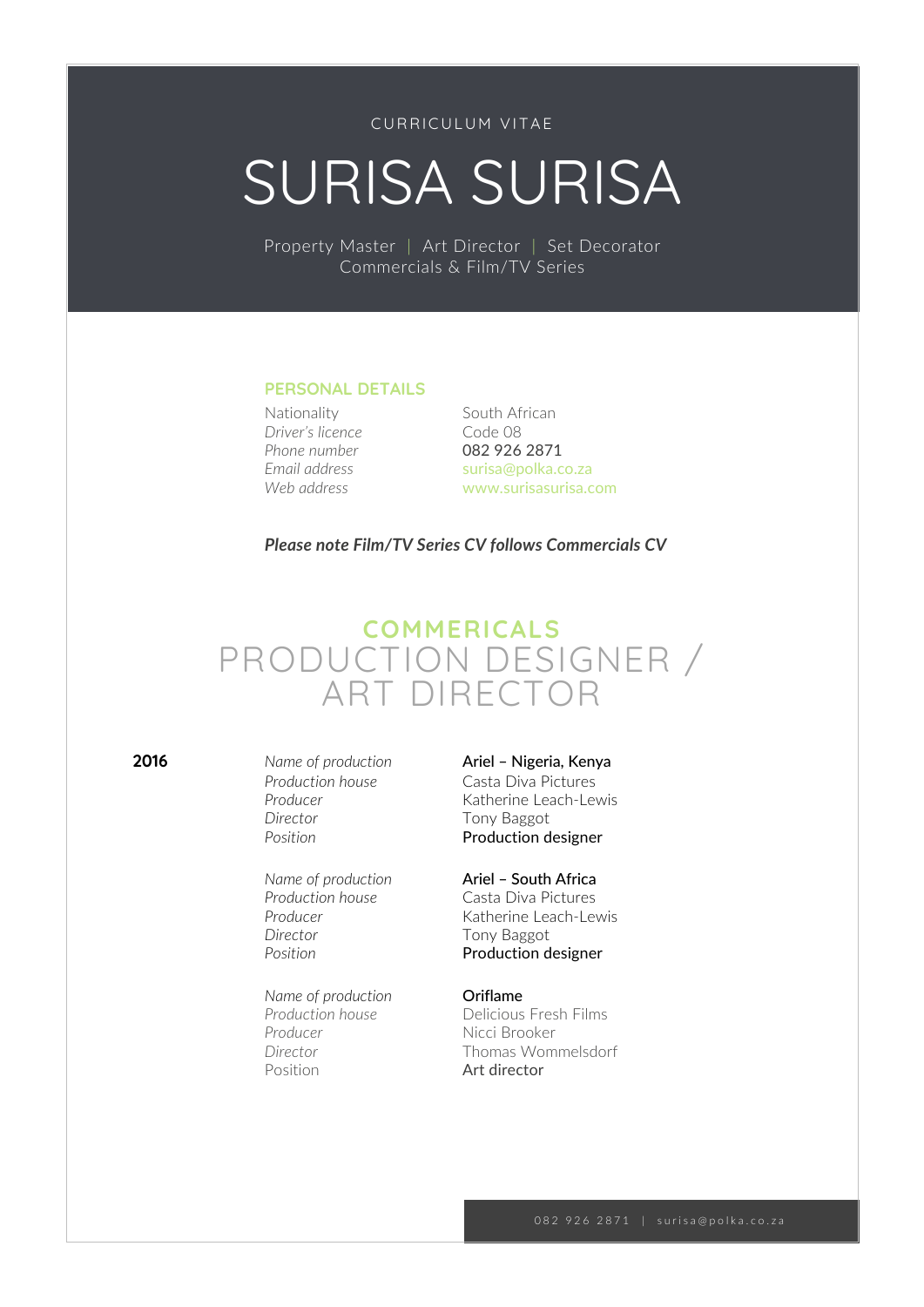CURRICULUM VITAE

# SURISA SURISA

Property Master | Art Director | Set Decorator
Commercials & Film/TV Series

## PERSONAL DETAILS

| | |
|---|---|
| Nationality | South African |
| *Driver's licence* | Code 08 |
| *Phone number* | 082 926 2871 |
| *Email address* | surisa@polka.co.za |
| *Web address* | www.surisasurisa.com |

***Please note Film/TV Series CV follows Commercials CV***

## COMMERICALS
## PRODUCTION DESIGNER / ART DIRECTOR

**2016**

| | |
|---|---|
| *Name of production* | **Ariel – Nigeria, Kenya** |
| *Production house* | Casta Diva Pictures |
| *Producer* | Katherine Leach-Lewis |
| *Director* | Tony Baggot |
| *Position* | Production designer |

| | |
|---|---|
| *Name of production* | **Ariel – South Africa** |
| *Production house* | Casta Diva Pictures |
| *Producer* | Katherine Leach-Lewis |
| *Director* | Tony Baggot |
| *Position* | Production designer |

| | |
|---|---|
| *Name of production* | **Oriflame** |
| *Production house* | Delicious Fresh Films |
| *Producer* | Nicci Brooker |
| *Director* | Thomas Wommelsdorf |
| Position | Art director |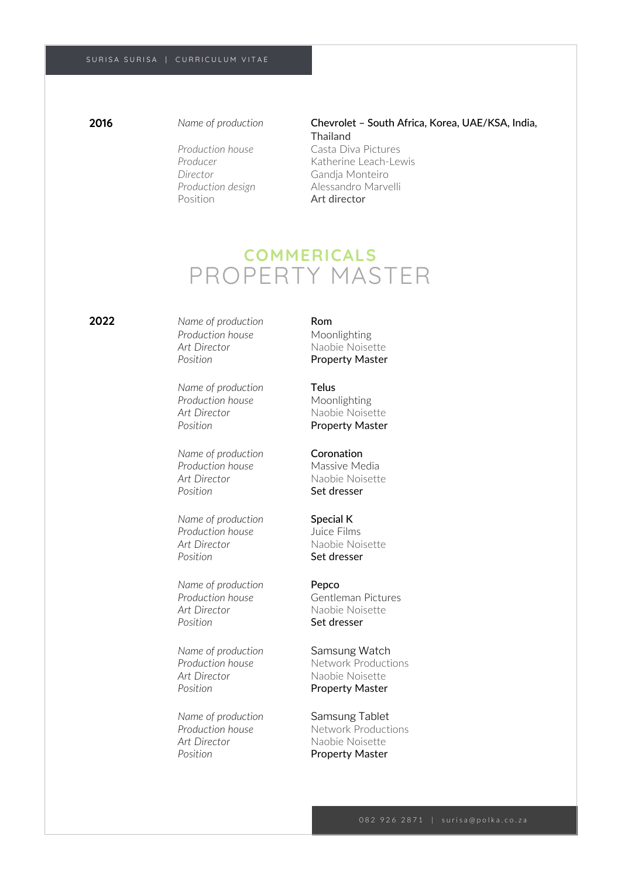| | | |
|---|---|---|
| **2016** | *Name of production* | **Chevrolet – South Africa, Korea, UAE/KSA, India, Thailand** |
| | *Production house* | Casta Diva Pictures |
| | *Producer* | Katherine Leach-Lewis |
| | *Director* | Gandja Monteiro |
| | *Production design* | Alessandro Marvelli |
| | Position | **Art director** |

## COMMERICALS
# PROPERTY MASTER

| | | |
|---|---|---|
| **2022** | *Name of production* | **Rom** |
| | *Production house* | Moonlighting |
| | *Art Director* | Naobie Noisette |
| | *Position* | **Property Master** |
| | *Name of production* | **Telus** |
| | *Production house* | Moonlighting |
| | *Art Director* | Naobie Noisette |
| | *Position* | **Property Master** |
| | *Name of production* | **Coronation** |
| | *Production house* | Massive Media |
| | *Art Director* | Naobie Noisette |
| | *Position* | **Set dresser** |
| | *Name of production* | **Special K** |
| | *Production house* | Juice Films |
| | *Art Director* | Naobie Noisette |
| | *Position* | **Set dresser** |
| | *Name of production* | **Pepco** |
| | *Production house* | Gentleman Pictures |
| | *Art Director* | Naobie Noisette |
| | *Position* | **Set dresser** |
| | *Name of production* | Samsung Watch |
| | *Production house* | Network Productions |
| | *Art Director* | Naobie Noisette |
| | *Position* | **Property Master** |
| | *Name of production* | Samsung Tablet |
| | *Production house* | Network Productions |
| | *Art Director* | Naobie Noisette |
| | *Position* | **Property Master** |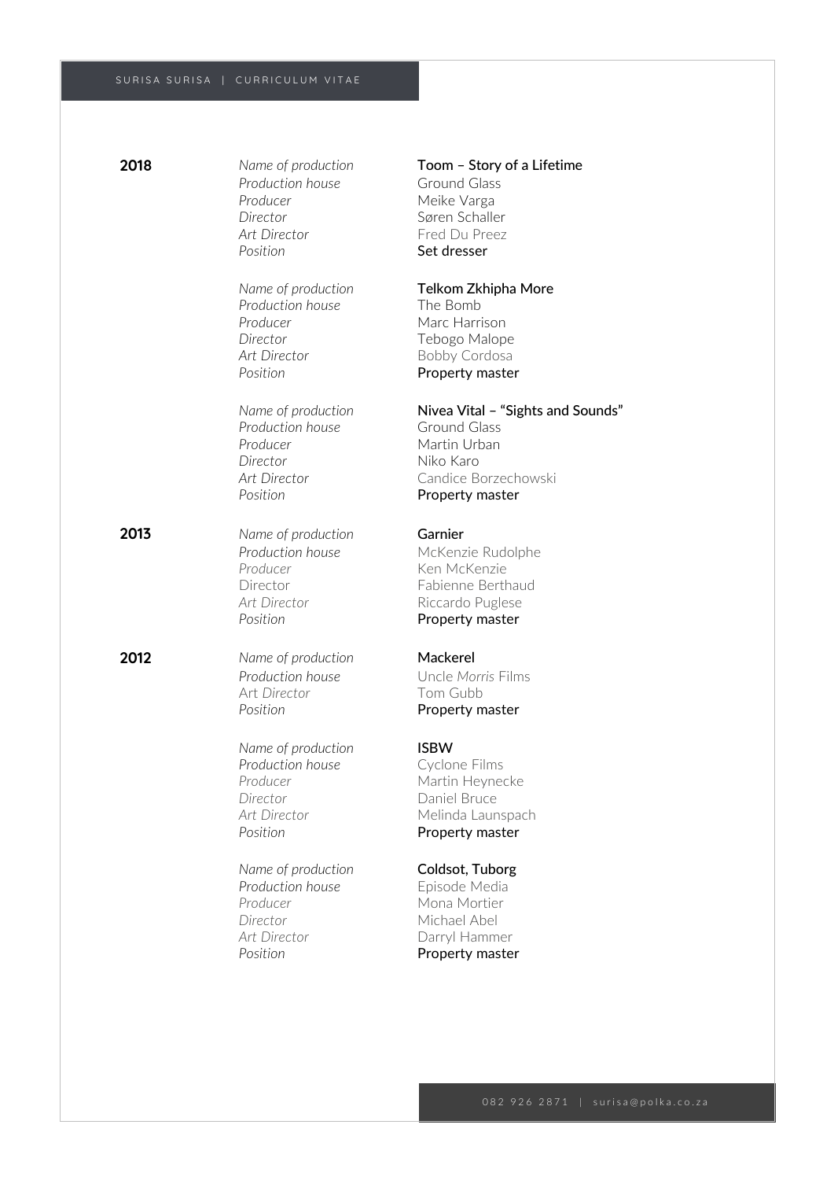| | | |
|---|---|---|
| **2018** | *Name of production* | **Toom – Story of a Lifetime** |
| | *Production house* | Ground Glass |
| | *Producer* | Meike Varga |
| | *Director* | Søren Schaller |
| | *Art Director* | Fred Du Preez |
| | *Position* | **Set dresser** |
| | *Name of production* | **Telkom Zkhipha More** |
| | *Production house* | The Bomb |
| | *Producer* | Marc Harrison |
| | *Director* | Tebogo Malope |
| | *Art Director* | Bobby Cordosa |
| | *Position* | **Property master** |
| | *Name of production* | **Nivea Vital – "Sights and Sounds"** |
| | *Production house* | Ground Glass |
| | *Producer* | Martin Urban |
| | *Director* | Niko Karo |
| | *Art Director* | Candice Borzechowski |
| | *Position* | **Property master** |
| **2013** | *Name of production* | **Garnier** |
| | *Production house* | McKenzie Rudolphe |
| | *Producer* | Ken McKenzie |
| | Director | Fabienne Berthaud |
| | *Art Director* | Riccardo Puglese |
| | *Position* | **Property master** |
| **2012** | *Name of production* | **Mackerel** |
| | *Production house* | Uncle *Morris* Films |
| | Art *Director* | Tom Gubb |
| | *Position* | **Property master** |
| | *Name of production* | **ISBW** |
| | *Production house* | Cyclone Films |
| | *Producer* | Martin Heynecke |
| | *Director* | Daniel Bruce |
| | *Art Director* | Melinda Launspach |
| | *Position* | **Property master** |
| | *Name of production* | **Coldsot, Tuborg** |
| | *Production house* | Episode Media |
| | *Producer* | Mona Mortier |
| | *Director* | Michael Abel |
| | *Art Director* | Darryl Hammer |
| | *Position* | **Property master** |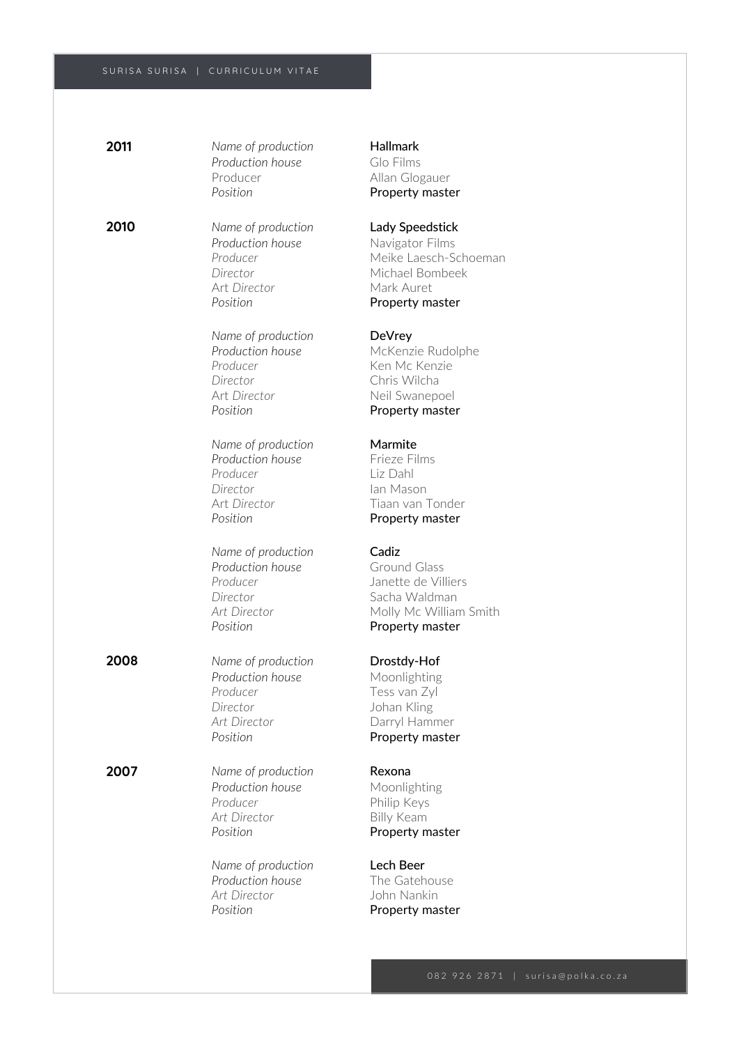**2011**

*Name of production* **Hallmark**
*Production house* Glo Films
Producer Allan Glogauer
*Position* **Property master**

**2010**

*Name of production* **Lady Speedstick**
*Production house* Navigator Films
*Producer* Meike Laesch-Schoeman
*Director* Michael Bombeek
Art *Director* Mark Auret
*Position* **Property master**

*Name of production* **DeVrey**
*Production house* McKenzie Rudolphe
*Producer* Ken Mc Kenzie
*Director* Chris Wilcha
Art *Director* Neil Swanepoel
*Position* **Property master**

*Name of production* **Marmite**
*Production house* Frieze Films
*Producer* Liz Dahl
*Director* Ian Mason
Art *Director* Tiaan van Tonder
*Position* **Property master**

*Name of production* **Cadiz**
*Production house* Ground Glass
*Producer* Janette de Villiers
*Director* Sacha Waldman
*Art Director* Molly Mc William Smith
*Position* **Property master**

**2008**

*Name of production* **Drostdy-Hof**
*Production house* Moonlighting
*Producer* Tess van Zyl
*Director* Johan Kling
*Art Director* Darryl Hammer
*Position* **Property master**

**2007**

*Name of production* **Rexona**
*Production house* Moonlighting
*Producer* Philip Keys
*Art Director* Billy Keam
*Position* **Property master**

*Name of production* **Lech Beer**
*Production house* The Gatehouse
*Art Director* John Nankin
*Position* **Property master**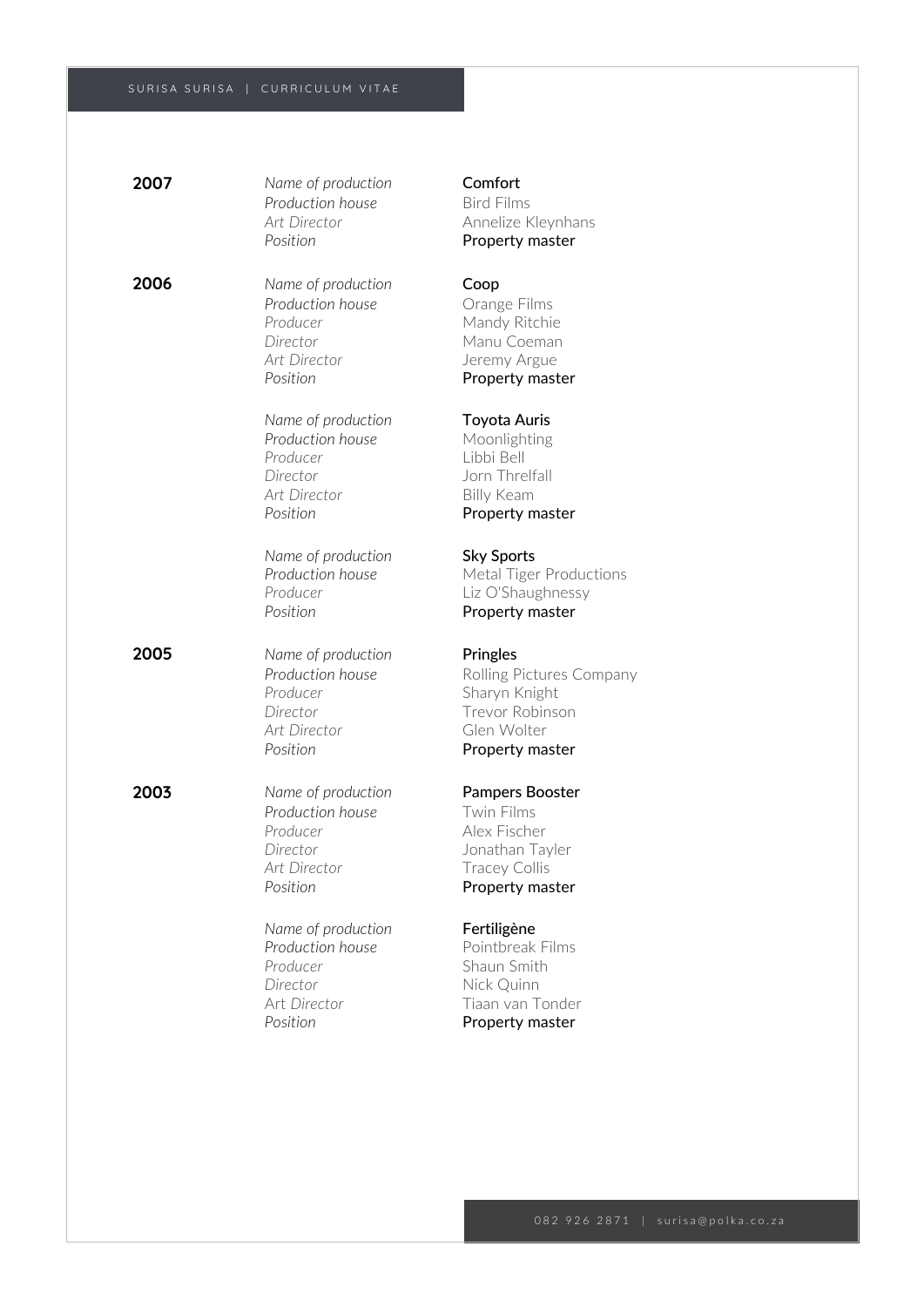**2007**

*Name of production* **Comfort**
*Production house* Bird Films
*Art Director* Annelize Kleynhans
*Position* **Property master**

**2006**

*Name of production* **Coop**
*Production house* Orange Films
*Producer* Mandy Ritchie
*Director* Manu Coeman
*Art Director* Jeremy Argue
*Position* **Property master**

*Name of production* **Toyota Auris**
*Production house* Moonlighting
*Producer* Libbi Bell
*Director* Jorn Threlfall
*Art Director* Billy Keam
*Position* **Property master**

*Name of production* **Sky Sports**
*Production house* Metal Tiger Productions
*Producer* Liz O'Shaughnessy
*Position* **Property master**

**2005**

*Name of production* **Pringles**
*Production house* Rolling Pictures Company
*Producer* Sharyn Knight
*Director* Trevor Robinson
*Art Director* Glen Wolter
*Position* **Property master**

**2003**

*Name of production* **Pampers Booster**
*Production house* Twin Films
*Producer* Alex Fischer
*Director* Jonathan Tayler
*Art Director* Tracey Collis
*Position* **Property master**

*Name of production* **Fertiligène**
*Production house* Pointbreak Films
*Producer* Shaun Smith
*Director* Nick Quinn
Art *Director* Tiaan van Tonder
*Position* **Property master**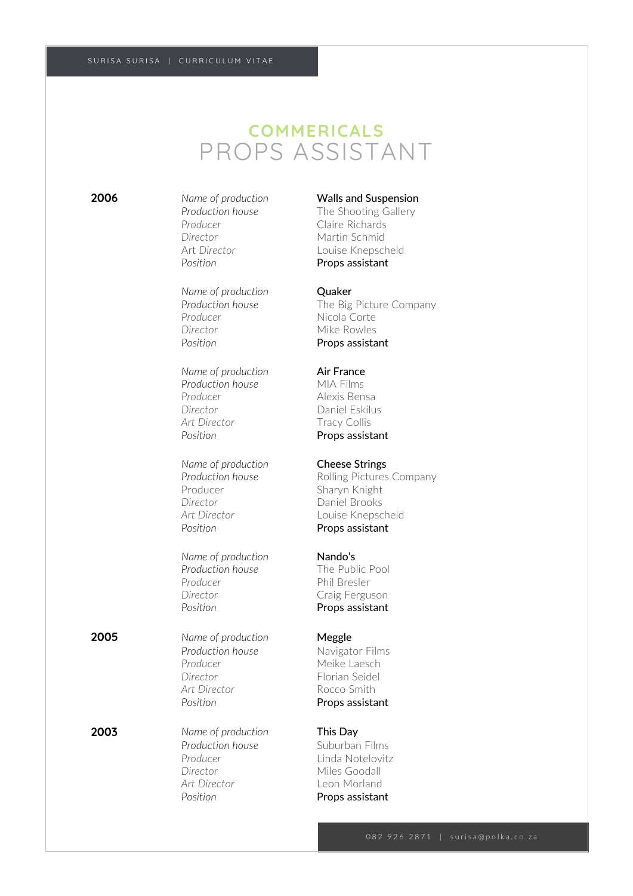## COMMERICALS

# PROPS ASSISTANT

**2006**

| | |
|---|---|
| *Name of production* | **Walls and Suspension** |
| *Production house* | The Shooting Gallery |
| *Producer* | Claire Richards |
| *Director* | Martin Schmid |
| *Art Director* | Louise Knepscheld |
| *Position* | **Props assistant** |

| | |
|---|---|
| *Name of production* | **Quaker** |
| *Production house* | The Big Picture Company |
| *Producer* | Nicola Corte |
| *Director* | Mike Rowles |
| *Position* | **Props assistant** |

| | |
|---|---|
| *Name of production* | **Air France** |
| *Production house* | MIA Films |
| *Producer* | Alexis Bensa |
| *Director* | Daniel Eskilus |
| *Art Director* | Tracy Collis |
| *Position* | **Props assistant** |

| | |
|---|---|
| *Name of production* | **Cheese Strings** |
| *Production house* | Rolling Pictures Company |
| Producer | Sharyn Knight |
| *Director* | Daniel Brooks |
| *Art Director* | Louise Knepscheld |
| *Position* | **Props assistant** |

| | |
|---|---|
| *Name of production* | **Nando's** |
| *Production house* | The Public Pool |
| *Producer* | Phil Bresler |
| *Director* | Craig Ferguson |
| *Position* | **Props assistant** |

**2005**

| | |
|---|---|
| *Name of production* | **Meggle** |
| *Production house* | Navigator Films |
| *Producer* | Meike Laesch |
| *Director* | Florian Seidel |
| *Art Director* | Rocco Smith |
| *Position* | **Props assistant** |

**2003**

| | |
|---|---|
| *Name of production* | **This Day** |
| *Production house* | Suburban Films |
| *Producer* | Linda Notelovitz |
| *Director* | Miles Goodall |
| *Art Director* | Leon Morland |
| *Position* | **Props assistant** |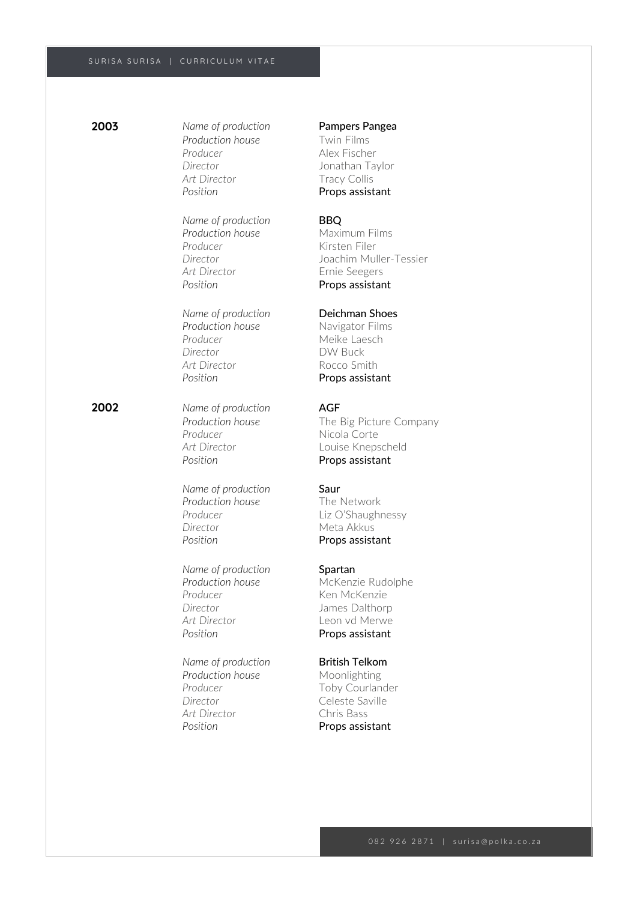**2003**

*Name of production* **Pampers Pangea**
*Production house* Twin Films
*Producer* Alex Fischer
*Director* Jonathan Taylor
*Art Director* Tracy Collis
*Position* **Props assistant**

*Name of production* **BBQ**
*Production house* Maximum Films
*Producer* Kirsten Filer
*Director* Joachim Muller-Tessier
*Art Director* Ernie Seegers
*Position* **Props assistant**

*Name of production* **Deichman Shoes**
*Production house* Navigator Films
*Producer* Meike Laesch
*Director* DW Buck
*Art Director* Rocco Smith
*Position* **Props assistant**

**2002**

*Name of production* **AGF**
*Production house* The Big Picture Company
*Producer* Nicola Corte
*Art Director* Louise Knepscheld
*Position* **Props assistant**

*Name of production* **Saur**
*Production house* The Network
*Producer* Liz O'Shaughnessy
*Director* Meta Akkus
*Position* **Props assistant**

*Name of production* **Spartan**
*Production house* McKenzie Rudolphe
*Producer* Ken McKenzie
*Director* James Dalthorp
*Art Director* Leon vd Merwe
*Position* **Props assistant**

*Name of production* **British Telkom**
*Production house* Moonlighting
*Producer* Toby Courlander
*Director* Celeste Saville
*Art Director* Chris Bass
*Position* **Props assistant**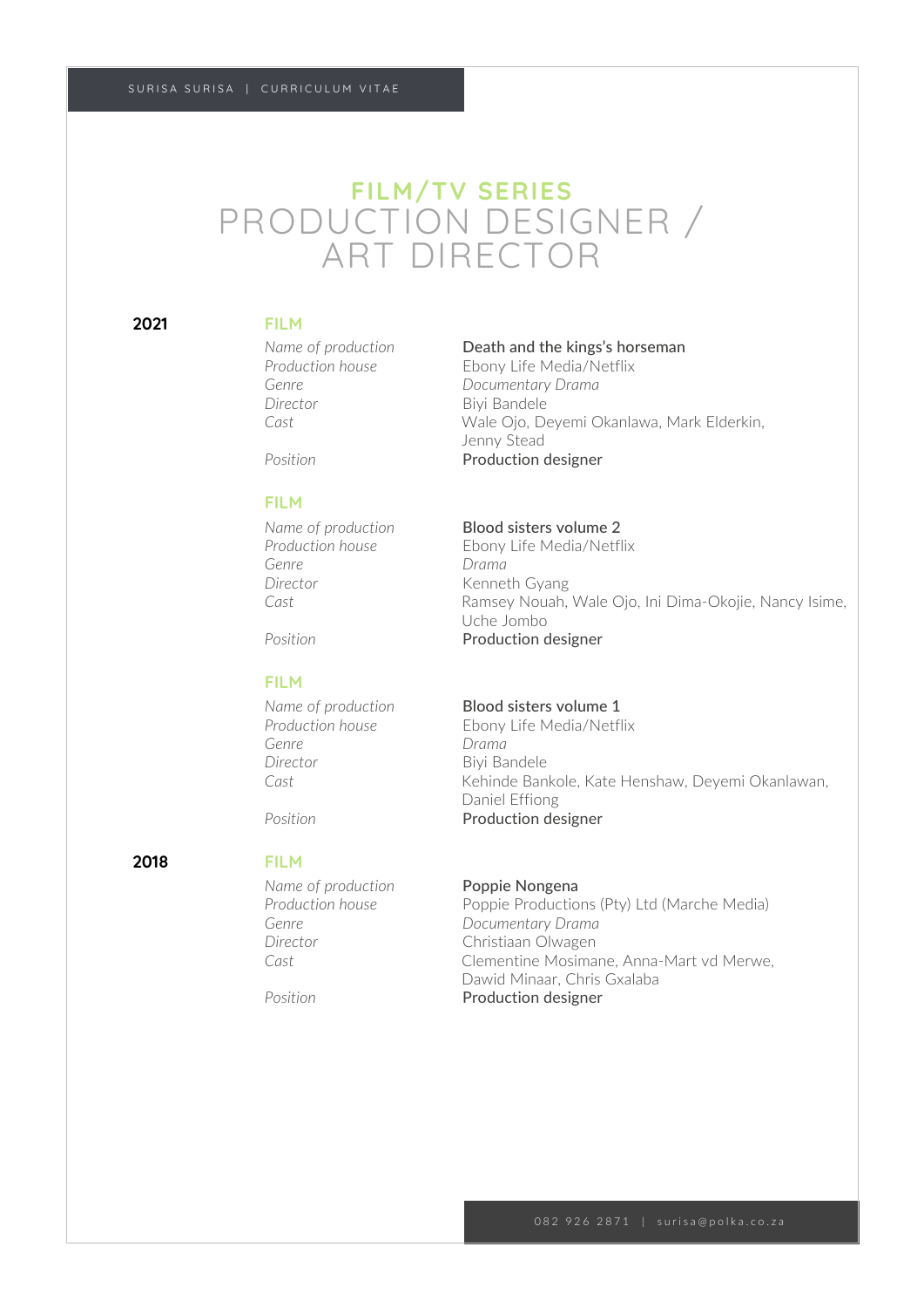## FILM/TV SERIES

# PRODUCTION DESIGNER / ART DIRECTOR

**2021**

### FILM

| | |
|---|---|
| *Name of production* | Death and the kings's horseman |
| *Production house* | Ebony Life Media/Netflix |
| *Genre* | *Documentary Drama* |
| *Director* | Biyi Bandele |
| *Cast* | Wale Ojo, Deyemi Okanlawa, Mark Elderkin, Jenny Stead |
| *Position* | Production designer |

### FILM

| | |
|---|---|
| *Name of production* | Blood sisters volume 2 |
| *Production house* | Ebony Life Media/Netflix |
| *Genre* | *Drama* |
| *Director* | Kenneth Gyang |
| *Cast* | Ramsey Nouah, Wale Ojo, Ini Dima-Okojie, Nancy Isime, Uche Jombo |
| *Position* | Production designer |

### FILM

| | |
|---|---|
| *Name of production* | Blood sisters volume 1 |
| *Production house* | Ebony Life Media/Netflix |
| *Genre* | *Drama* |
| *Director* | Biyi Bandele |
| *Cast* | Kehinde Bankole, Kate Henshaw, Deyemi Okanlawan, Daniel Effiong |
| *Position* | Production designer |

**2018**

### FILM

| | |
|---|---|
| *Name of production* | Poppie Nongena |
| *Production house* | Poppie Productions (Pty) Ltd (Marche Media) |
| *Genre* | *Documentary Drama* |
| *Director* | Christiaan Olwagen |
| *Cast* | Clementine Mosimane, Anna-Mart vd Merwe, Dawid Minaar, Chris Gxalaba |
| *Position* | Production designer |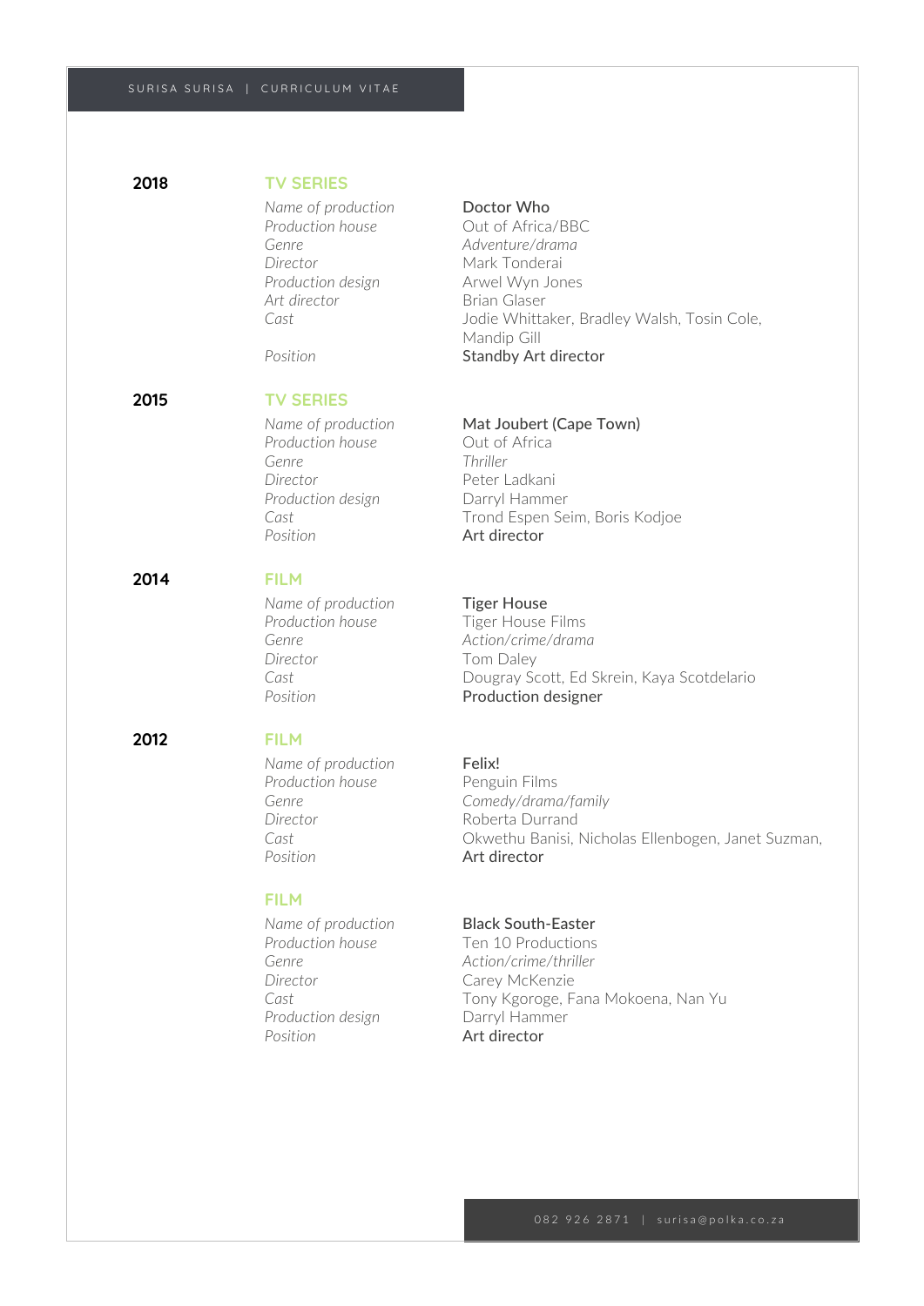## 2018

### TV SERIES

| | |
|---|---|
| *Name of production* | Doctor Who |
| *Production house* | Out of Africa/BBC |
| *Genre* | *Adventure/drama* |
| *Director* | Mark Tonderai |
| *Production design* | Arwel Wyn Jones |
| *Art director* | Brian Glaser |
| *Cast* | Jodie Whittaker, Bradley Walsh, Tosin Cole, Mandip Gill |
| *Position* | Standby Art director |

## 2015

### TV SERIES

| | |
|---|---|
| *Name of production* | Mat Joubert (Cape Town) |
| *Production house* | Out of Africa |
| *Genre* | *Thriller* |
| *Director* | Peter Ladkani |
| *Production design* | Darryl Hammer |
| *Cast* | Trond Espen Seim, Boris Kodjoe |
| *Position* | Art director |

## 2014

### FILM

| | |
|---|---|
| *Name of production* | Tiger House |
| *Production house* | Tiger House Films |
| *Genre* | *Action/crime/drama* |
| *Director* | Tom Daley |
| *Cast* | Dougray Scott, Ed Skrein, Kaya Scotdelario |
| *Position* | Production designer |

## 2012

### FILM

| | |
|---|---|
| *Name of production* | Felix! |
| *Production house* | Penguin Films |
| *Genre* | *Comedy/drama/family* |
| *Director* | Roberta Durrand |
| *Cast* | Okwethu Banisi, Nicholas Ellenbogen, Janet Suzman, |
| *Position* | Art director |

### FILM

| | |
|---|---|
| *Name of production* | Black South-Easter |
| *Production house* | Ten 10 Productions |
| *Genre* | *Action/crime/thriller* |
| *Director* | Carey McKenzie |
| *Cast* | Tony Kgoroge, Fana Mokoena, Nan Yu |
| *Production design* | Darryl Hammer |
| *Position* | Art director |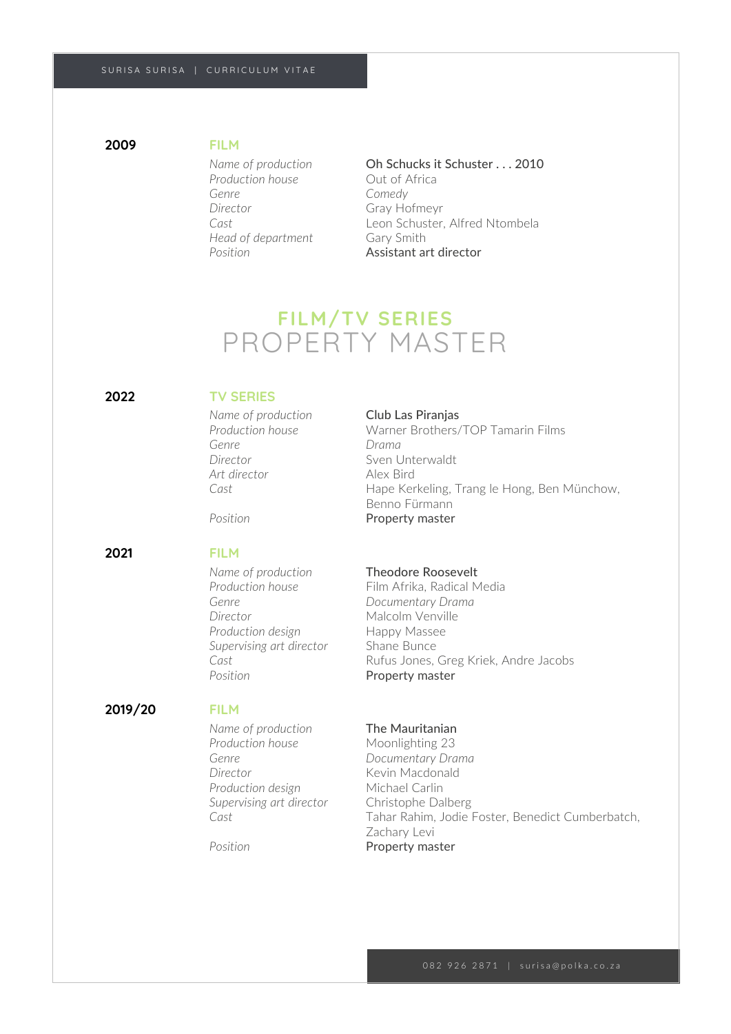**2009**

### FILM

| | |
|---|---|
| *Name of production* | Oh Schucks it Schuster . . . 2010 |
| *Production house* | Out of Africa |
| *Genre* | *Comedy* |
| *Director* | Gray Hofmeyr |
| *Cast* | Leon Schuster, Alfred Ntombela |
| *Head of department* | Gary Smith |
| *Position* | Assistant art director |

## FILM/TV SERIES
# PROPERTY MASTER

**2022**

### TV SERIES

| | |
|---|---|
| *Name of production* | Club Las Piranjas |
| *Production house* | Warner Brothers/TOP Tamarin Films |
| *Genre* | *Drama* |
| *Director* | Sven Unterwaldt |
| *Art director* | Alex Bird |
| *Cast* | Hape Kerkeling, Trang le Hong, Ben Münchow, Benno Fürmann |
| *Position* | Property master |

**2021**

### FILM

| | |
|---|---|
| *Name of production* | Theodore Roosevelt |
| *Production house* | Film Afrika, Radical Media |
| *Genre* | *Documentary Drama* |
| *Director* | Malcolm Venville |
| *Production design* | Happy Massee |
| *Supervising art director* | Shane Bunce |
| *Cast* | Rufus Jones, Greg Kriek, Andre Jacobs |
| *Position* | Property master |

**2019/20**

### FILM

| | |
|---|---|
| *Name of production* | The Mauritanian |
| *Production house* | Moonlighting 23 |
| *Genre* | *Documentary Drama* |
| *Director* | Kevin Macdonald |
| *Production design* | Michael Carlin |
| *Supervising art director* | Christophe Dalberg |
| *Cast* | Tahar Rahim, Jodie Foster, Benedict Cumberbatch, Zachary Levi |
| *Position* | Property master |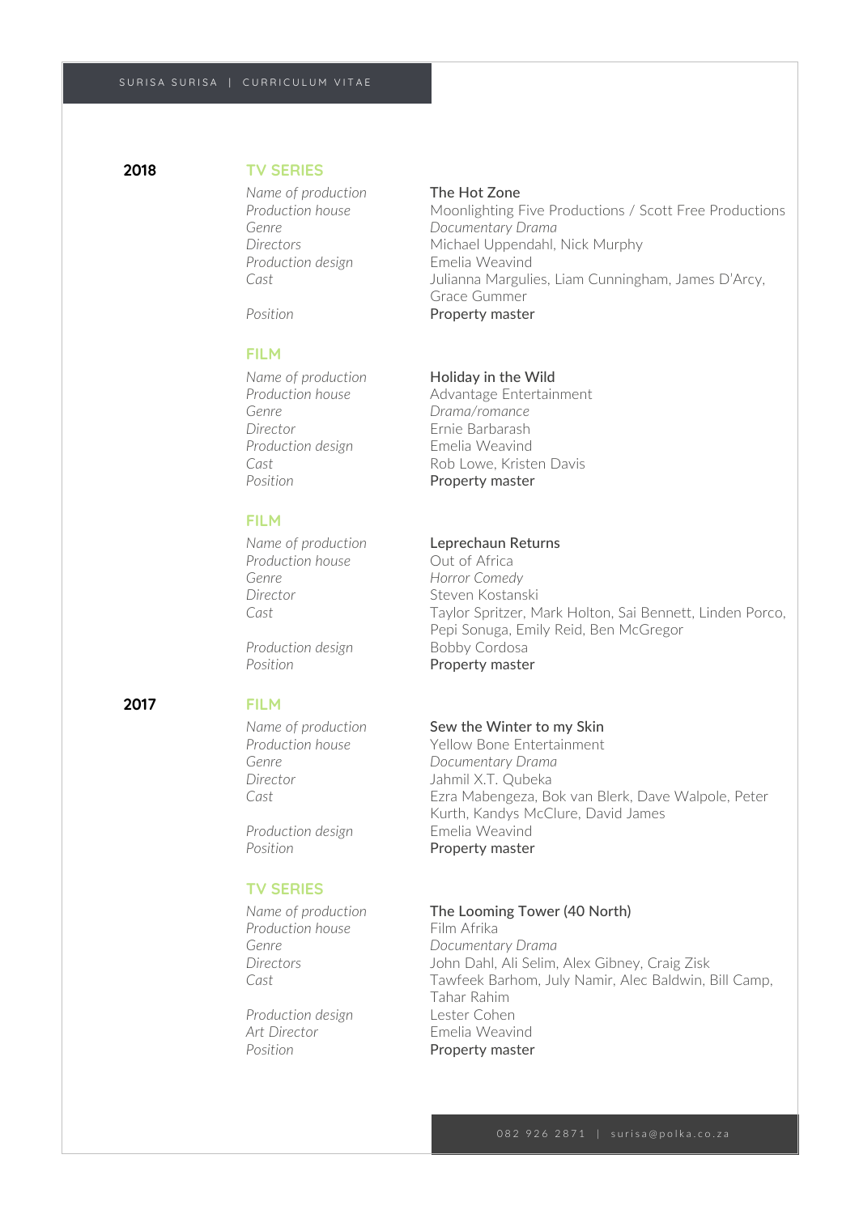## 2018

### TV SERIES

| | |
|---|---|
| *Name of production* | The Hot Zone |
| *Production house* | Moonlighting Five Productions / Scott Free Productions |
| *Genre* | *Documentary Drama* |
| *Directors* | Michael Uppendahl, Nick Murphy |
| *Production design* | Emelia Weavind |
| *Cast* | Julianna Margulies, Liam Cunningham, James D'Arcy, Grace Gummer |
| *Position* | Property master |

### FILM

| | |
|---|---|
| *Name of production* | Holiday in the Wild |
| *Production house* | Advantage Entertainment |
| *Genre* | *Drama/romance* |
| *Director* | Ernie Barbarash |
| *Production design* | Emelia Weavind |
| *Cast* | Rob Lowe, Kristen Davis |
| *Position* | Property master |

### FILM

| | |
|---|---|
| *Name of production* | Leprechaun Returns |
| *Production house* | Out of Africa |
| *Genre* | *Horror Comedy* |
| *Director* | Steven Kostanski |
| *Cast* | Taylor Spritzer, Mark Holton, Sai Bennett, Linden Porco, Pepi Sonuga, Emily Reid, Ben McGregor |
| *Production design* | Bobby Cordosa |
| *Position* | Property master |

## 2017

### FILM

| | |
|---|---|
| *Name of production* | Sew the Winter to my Skin |
| *Production house* | Yellow Bone Entertainment |
| *Genre* | *Documentary Drama* |
| *Director* | Jahmil X.T. Qubeka |
| *Cast* | Ezra Mabengeza, Bok van Blerk, Dave Walpole, Peter Kurth, Kandys McClure, David James |
| *Production design* | Emelia Weavind |
| *Position* | Property master |

### TV SERIES

| | |
|---|---|
| *Name of production* | The Looming Tower (40 North) |
| *Production house* | Film Afrika |
| *Genre* | *Documentary Drama* |
| *Directors* | John Dahl, Ali Selim, Alex Gibney, Craig Zisk |
| *Cast* | Tawfeek Barhom, July Namir, Alec Baldwin, Bill Camp, Tahar Rahim |
| *Production design* | Lester Cohen |
| *Art Director* | Emelia Weavind |
| *Position* | Property master |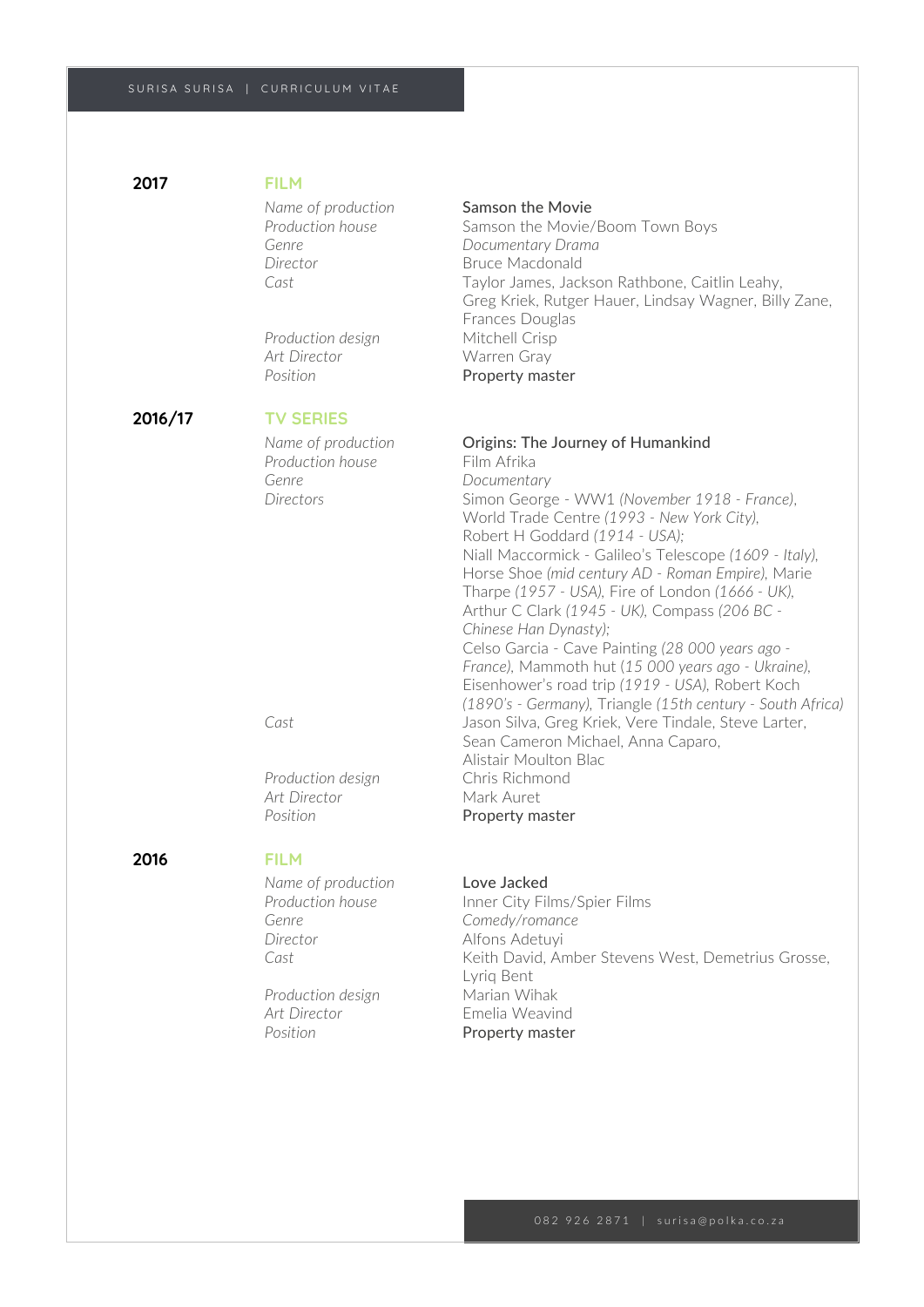## 2017

### FILM

| | |
|---|---|
| *Name of production* | Samson the Movie |
| *Production house* | Samson the Movie/Boom Town Boys |
| *Genre* | *Documentary Drama* |
| *Director* | Bruce Macdonald |
| *Cast* | Taylor James, Jackson Rathbone, Caitlin Leahy, Greg Kriek, Rutger Hauer, Lindsay Wagner, Billy Zane, Frances Douglas |
| *Production design* | Mitchell Crisp |
| *Art Director* | Warren Gray |
| *Position* | **Property master** |

## 2016/17

### TV SERIES

| | |
|---|---|
| *Name of production* | Origins: The Journey of Humankind |
| *Production house* | Film Afrika |
| *Genre* | *Documentary* |
| *Directors* | Simon George - WW1 *(November 1918 - France)*, World Trade Centre *(1993 - New York City)*, Robert H Goddard *(1914 - USA)*; Niall Maccormick - Galileo's Telescope *(1609 - Italy)*, Horse Shoe *(mid century AD - Roman Empire)*, Marie Tharpe *(1957 - USA)*, Fire of London *(1666 - UK)*, Arthur C Clark *(1945 - UK)*, Compass *(206 BC - Chinese Han Dynasty)*; Celso Garcia - Cave Painting *(28 000 years ago - France)*, Mammoth hut *(15 000 years ago - Ukraine)*, Eisenhower's road trip *(1919 - USA)*, Robert Koch *(1890's - Germany)*, Triangle *(15th century - South Africa)* |
| *Cast* | Jason Silva, Greg Kriek, Vere Tindale, Steve Larter, Sean Cameron Michael, Anna Caparo, Alistair Moulton Blac |
| *Production design* | Chris Richmond |
| *Art Director* | Mark Auret |
| *Position* | **Property master** |

## 2016

### FILM

| | |
|---|---|
| *Name of production* | Love Jacked |
| *Production house* | Inner City Films/Spier Films |
| *Genre* | *Comedy/romance* |
| *Director* | Alfons Adetuyi |
| *Cast* | Keith David, Amber Stevens West, Demetrius Grosse, Lyriq Bent |
| *Production design* | Marian Wihak |
| *Art Director* | Emelia Weavind |
| *Position* | **Property master** |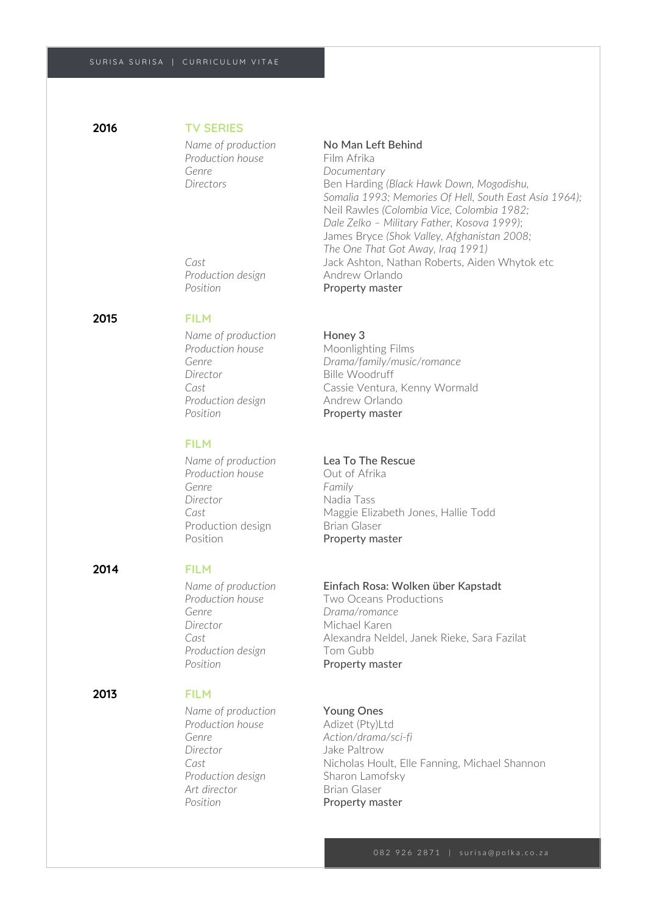## 2016

### TV SERIES

| | |
|---|---|
| *Name of production* | No Man Left Behind |
| *Production house* | Film Afrika |
| *Genre* | *Documentary* |
| *Directors* | Ben Harding *(Black Hawk Down, Mogodishu, Somalia 1993; Memories Of Hell, South East Asia 1964);* Neil Rawles *(Colombia Vice, Colombia 1982; Dale Zelko – Military Father, Kosova 1999);* James Bryce *(Shok Valley, Afghanistan 2008; The One That Got Away, Iraq 1991)* |
| *Cast* | Jack Ashton, Nathan Roberts, Aiden Whytok etc |
| *Production design* | Andrew Orlando |
| *Position* | Property master |

## 2015

### FILM

| | |
|---|---|
| *Name of production* | Honey 3 |
| *Production house* | Moonlighting Films |
| *Genre* | *Drama/family/music/romance* |
| *Director* | Bille Woodruff |
| *Cast* | Cassie Ventura, Kenny Wormald |
| *Production design* | Andrew Orlando |
| *Position* | Property master |

### FILM

| | |
|---|---|
| *Name of production* | Lea To The Rescue |
| *Production house* | Out of Afrika |
| *Genre* | *Family* |
| *Director* | Nadia Tass |
| *Cast* | Maggie Elizabeth Jones, Hallie Todd |
| Production design | Brian Glaser |
| Position | Property master |

## 2014

### FILM

| | |
|---|---|
| *Name of production* | Einfach Rosa: Wolken über Kapstadt |
| *Production house* | Two Oceans Productions |
| *Genre* | *Drama/romance* |
| *Director* | Michael Karen |
| *Cast* | Alexandra Neldel, Janek Rieke, Sara Fazilat |
| *Production design* | Tom Gubb |
| *Position* | Property master |

## 2013

### FILM

| | |
|---|---|
| *Name of production* | Young Ones |
| *Production house* | Adizet (Pty)Ltd |
| *Genre* | *Action/drama/sci-fi* |
| *Director* | Jake Paltrow |
| *Cast* | Nicholas Hoult, Elle Fanning, Michael Shannon |
| *Production design* | Sharon Lamofsky |
| *Art director* | Brian Glaser |
| *Position* | Property master |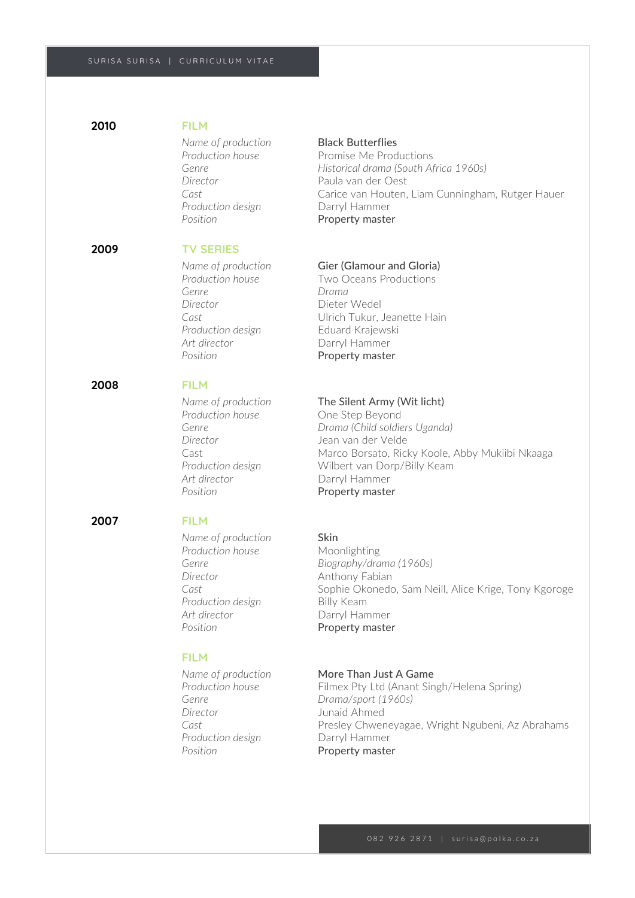## 2010

### FILM

| | |
|---|---|
| *Name of production* | **Black Butterflies** |
| *Production house* | Promise Me Productions |
| *Genre* | *Historical drama (South Africa 1960s)* |
| *Director* | Paula van der Oest |
| *Cast* | Carice van Houten, Liam Cunningham, Rutger Hauer |
| *Production design* | Darryl Hammer |
| *Position* | **Property master** |

## 2009

### TV SERIES

| | |
|---|---|
| *Name of production* | **Gier (Glamour and Gloria)** |
| *Production house* | Two Oceans Productions |
| *Genre* | *Drama* |
| *Director* | Dieter Wedel |
| *Cast* | Ulrich Tukur, Jeanette Hain |
| *Production design* | Eduard Krajewski |
| *Art director* | Darryl Hammer |
| *Position* | **Property master** |

## 2008

### FILM

| | |
|---|---|
| *Name of production* | **The Silent Army (Wit licht)** |
| *Production house* | One Step Beyond |
| *Genre* | *Drama (Child soldiers Uganda)* |
| *Director* | Jean van der Velde |
| Cast | Marco Borsato, Ricky Koole, Abby Mukiibi Nkaaga |
| *Production design* | Wilbert van Dorp/Billy Keam |
| *Art director* | Darryl Hammer |
| *Position* | **Property master** |

## 2007

### FILM

| | |
|---|---|
| *Name of production* | **Skin** |
| *Production house* | Moonlighting |
| *Genre* | *Biography/drama (1960s)* |
| *Director* | Anthony Fabian |
| *Cast* | Sophie Okonedo, Sam Neill, Alice Krige, Tony Kgoroge |
| *Production design* | Billy Keam |
| *Art director* | Darryl Hammer |
| *Position* | **Property master** |

### FILM

| | |
|---|---|
| *Name of production* | **More Than Just A Game** |
| *Production house* | Filmex Pty Ltd (Anant Singh/Helena Spring) |
| *Genre* | *Drama/sport (1960s)* |
| *Director* | Junaid Ahmed |
| *Cast* | Presley Chweneyagae, Wright Ngubeni, Az Abrahams |
| *Production design* | Darryl Hammer |
| *Position* | **Property master** |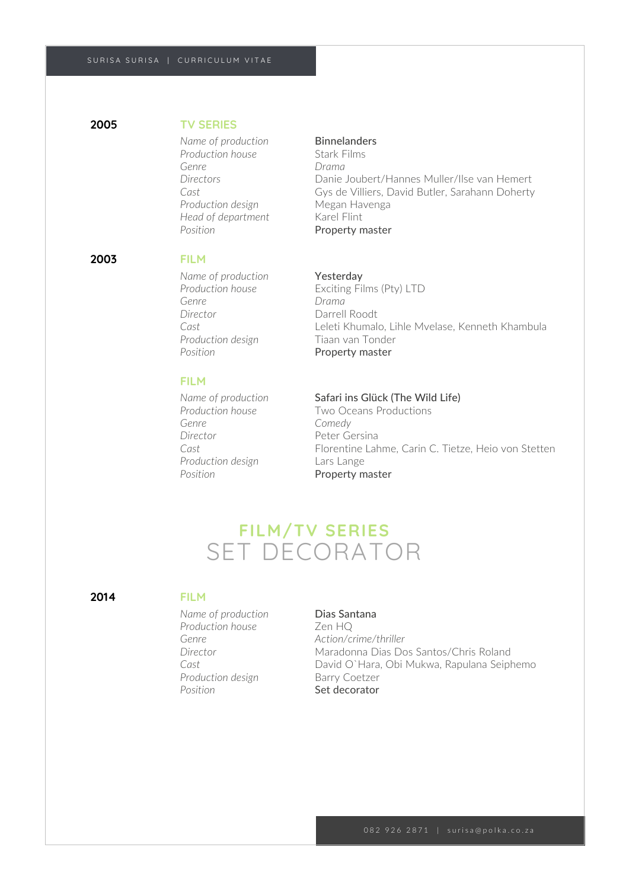**2005**

### TV SERIES

| | |
|---|---|
| *Name of production* | **Binnelanders** |
| *Production house* | Stark Films |
| *Genre* | *Drama* |
| *Directors* | Danie Joubert/Hannes Muller/Ilse van Hemert |
| *Cast* | Gys de Villiers, David Butler, Sarahann Doherty |
| *Production design* | Megan Havenga |
| *Head of department* | Karel Flint |
| *Position* | **Property master** |

**2003**

### FILM

| | |
|---|---|
| *Name of production* | **Yesterday** |
| *Production house* | Exciting Films (Pty) LTD |
| *Genre* | *Drama* |
| *Director* | Darrell Roodt |
| *Cast* | Leleti Khumalo, Lihle Mvelase, Kenneth Khambula |
| *Production design* | Tiaan van Tonder |
| *Position* | **Property master** |

### FILM

| | |
|---|---|
| *Name of production* | **Safari ins Glück (The Wild Life)** |
| *Production house* | Two Oceans Productions |
| *Genre* | *Comedy* |
| *Director* | Peter Gersina |
| *Cast* | Florentine Lahme, Carin C. Tietze, Heio von Stetten |
| *Production design* | Lars Lange |
| *Position* | **Property master** |

## FILM/TV SERIES
## SET DECORATOR

**2014**

### FILM

| | |
|---|---|
| *Name of production* | **Dias Santana** |
| *Production house* | Zen HQ |
| *Genre* | *Action/crime/thriller* |
| *Director* | Maradonna Dias Dos Santos/Chris Roland |
| *Cast* | David O`Hara, Obi Mukwa, Rapulana Seiphemo |
| *Production design* | Barry Coetzer |
| *Position* | **Set decorator** |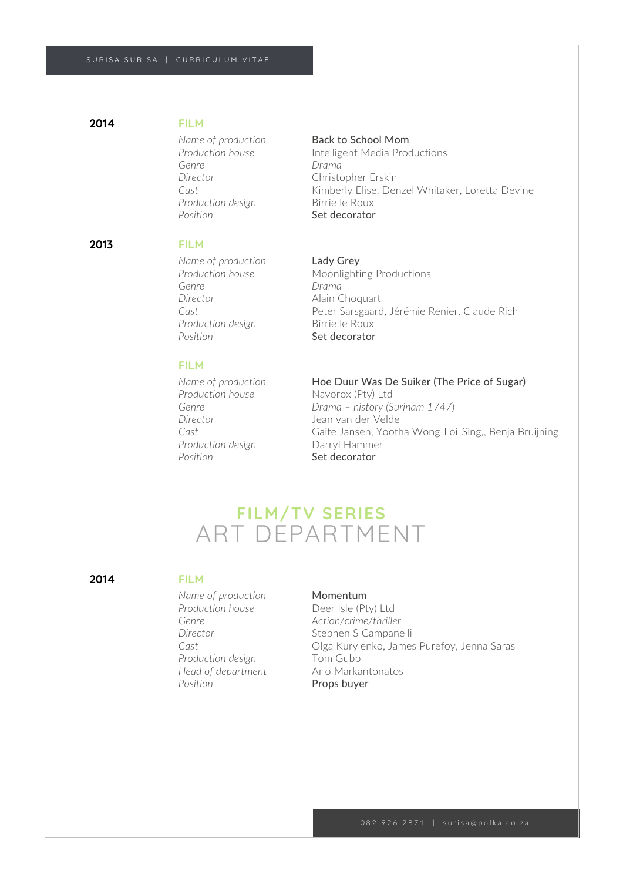**2014**

**FILM**

| | |
|---|---|
| *Name of production* | **Back to School Mom** |
| *Production house* | Intelligent Media Productions |
| *Genre* | *Drama* |
| *Director* | Christopher Erskin |
| *Cast* | Kimberly Elise, Denzel Whitaker, Loretta Devine |
| *Production design* | Birrie le Roux |
| *Position* | **Set decorator** |

**2013**

**FILM**

| | |
|---|---|
| *Name of production* | **Lady Grey** |
| *Production house* | Moonlighting Productions |
| *Genre* | *Drama* |
| *Director* | Alain Choquart |
| *Cast* | Peter Sarsgaard, Jérémie Renier, Claude Rich |
| *Production design* | Birrie le Roux |
| *Position* | **Set decorator** |

**FILM**

| | |
|---|---|
| *Name of production* | **Hoe Duur Was De Suiker (The Price of Sugar)** |
| *Production house* | Navorox (Pty) Ltd |
| *Genre* | *Drama – history (Surinam 1747)* |
| *Director* | Jean van der Velde |
| *Cast* | Gaite Jansen, Yootha Wong-Loi-Sing,, Benja Bruijning |
| *Production design* | Darryl Hammer |
| *Position* | **Set decorator** |

## FILM/TV SERIES
# ART DEPARTMENT

**2014**

**FILM**

| | |
|---|---|
| *Name of production* | **Momentum** |
| *Production house* | Deer Isle (Pty) Ltd |
| *Genre* | *Action/crime/thriller* |
| *Director* | Stephen S Campanelli |
| *Cast* | Olga Kurylenko, James Purefoy, Jenna Saras |
| *Production design* | Tom Gubb |
| *Head of department* | Arlo Markantonatos |
| *Position* | **Props buyer** |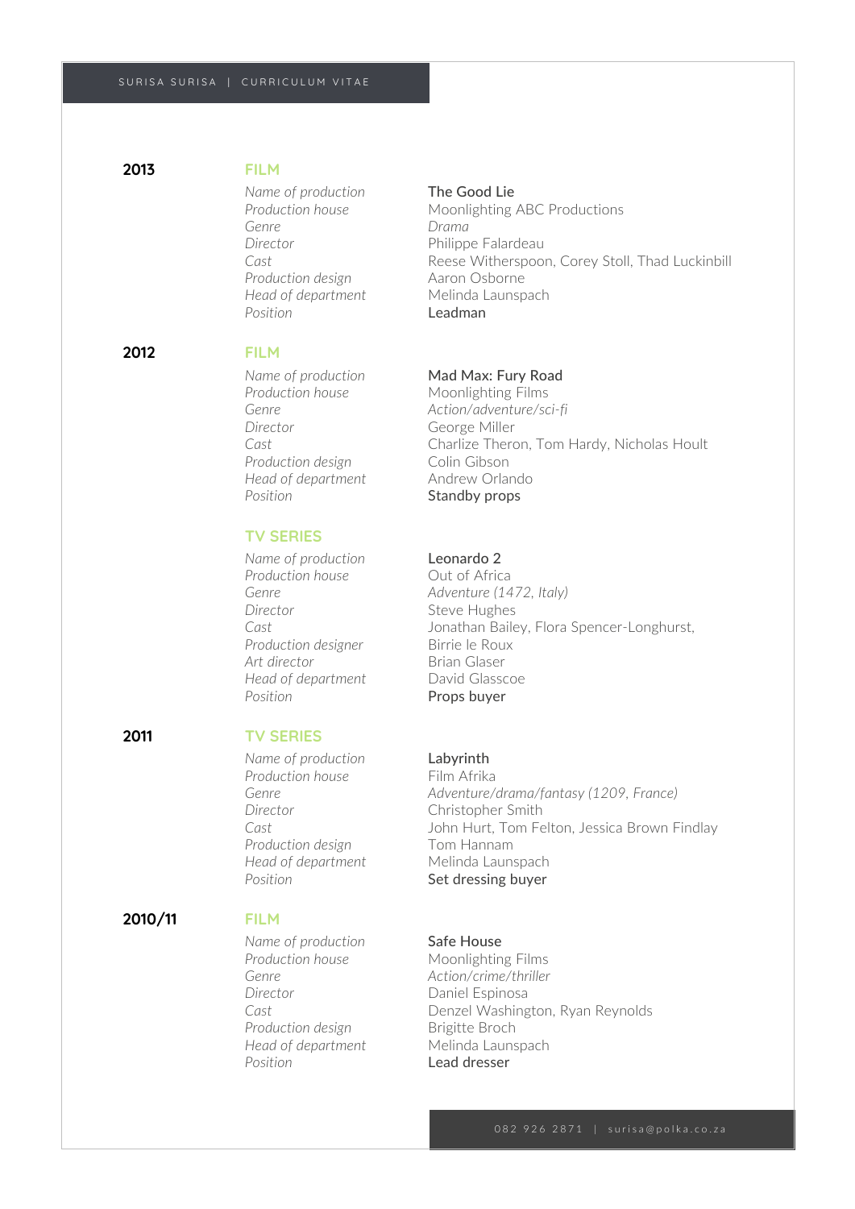## 2013

### FILM

| | |
|---|---|
| *Name of production* | The Good Lie |
| *Production house* | Moonlighting ABC Productions |
| *Genre* | *Drama* |
| *Director* | Philippe Falardeau |
| *Cast* | Reese Witherspoon, Corey Stoll, Thad Luckinbill |
| *Production design* | Aaron Osborne |
| *Head of department* | Melinda Launspach |
| *Position* | Leadman |

## 2012

### FILM

| | |
|---|---|
| *Name of production* | Mad Max: Fury Road |
| *Production house* | Moonlighting Films |
| *Genre* | *Action/adventure/sci-fi* |
| *Director* | George Miller |
| *Cast* | Charlize Theron, Tom Hardy, Nicholas Hoult |
| *Production design* | Colin Gibson |
| *Head of department* | Andrew Orlando |
| *Position* | Standby props |

### TV SERIES

| | |
|---|---|
| *Name of production* | Leonardo 2 |
| *Production house* | Out of Africa |
| *Genre* | *Adventure (1472, Italy)* |
| *Director* | Steve Hughes |
| *Cast* | Jonathan Bailey, Flora Spencer-Longhurst, |
| *Production designer* | Birrie le Roux |
| *Art director* | Brian Glaser |
| *Head of department* | David Glasscoe |
| *Position* | Props buyer |

## 2011

### TV SERIES

| | |
|---|---|
| *Name of production* | Labyrinth |
| *Production house* | Film Afrika |
| *Genre* | *Adventure/drama/fantasy (1209, France)* |
| *Director* | Christopher Smith |
| *Cast* | John Hurt, Tom Felton, Jessica Brown Findlay |
| *Production design* | Tom Hannam |
| *Head of department* | Melinda Launspach |
| *Position* | Set dressing buyer |

## 2010/11

### FILM

| | |
|---|---|
| *Name of production* | Safe House |
| *Production house* | Moonlighting Films |
| *Genre* | *Action/crime/thriller* |
| *Director* | Daniel Espinosa |
| *Cast* | Denzel Washington, Ryan Reynolds |
| *Production design* | Brigitte Broch |
| *Head of department* | Melinda Launspach |
| *Position* | Lead dresser |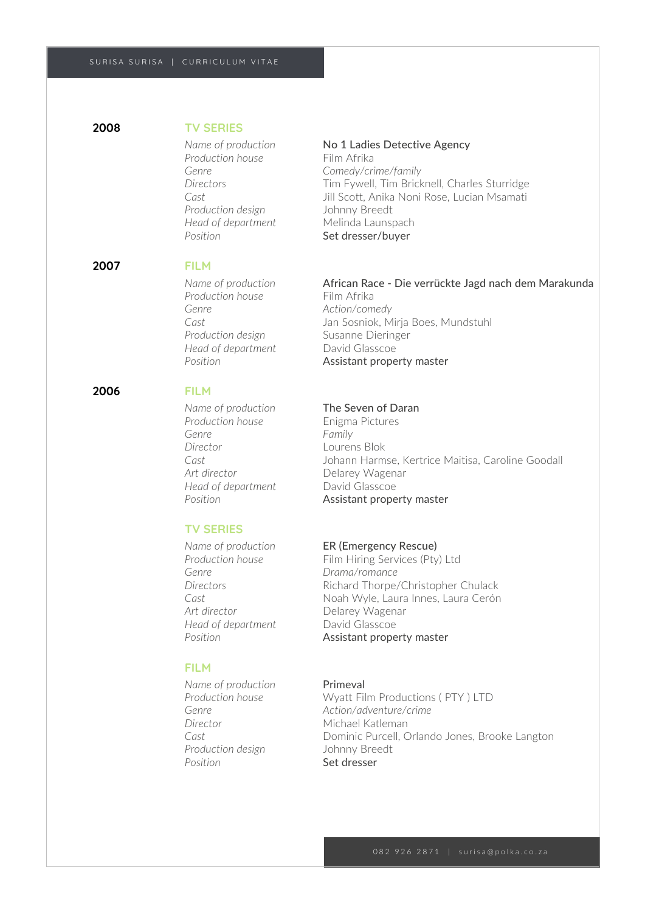## 2008

### TV SERIES

| | |
|---|---|
| *Name of production* | No 1 Ladies Detective Agency |
| *Production house* | Film Afrika |
| *Genre* | *Comedy/crime/family* |
| *Directors* | Tim Fywell, Tim Bricknell, Charles Sturridge |
| *Cast* | Jill Scott, Anika Noni Rose, Lucian Msamati |
| *Production design* | Johnny Breedt |
| *Head of department* | Melinda Launspach |
| *Position* | Set dresser/buyer |

## 2007

### FILM

| | |
|---|---|
| *Name of production* | African Race - Die verrückte Jagd nach dem Marakunda |
| *Production house* | Film Afrika |
| *Genre* | *Action/comedy* |
| *Cast* | Jan Sosniok, Mirja Boes, Mundstuhl |
| *Production design* | Susanne Dieringer |
| *Head of department* | David Glasscoe |
| *Position* | Assistant property master |

## 2006

### FILM

| | |
|---|---|
| *Name of production* | The Seven of Daran |
| *Production house* | Enigma Pictures |
| *Genre* | *Family* |
| *Director* | Lourens Blok |
| *Cast* | Johann Harmse, Kertrice Maitisa, Caroline Goodall |
| *Art director* | Delarey Wagenar |
| *Head of department* | David Glasscoe |
| *Position* | Assistant property master |

### TV SERIES

| | |
|---|---|
| *Name of production* | ER (Emergency Rescue) |
| *Production house* | Film Hiring Services (Pty) Ltd |
| *Genre* | *Drama/romance* |
| *Directors* | Richard Thorpe/Christopher Chulack |
| *Cast* | Noah Wyle, Laura Innes, Laura Cerón |
| *Art director* | Delarey Wagenar |
| *Head of department* | David Glasscoe |
| *Position* | Assistant property master |

### FILM

| | |
|---|---|
| *Name of production* | Primeval |
| *Production house* | Wyatt Film Productions ( PTY ) LTD |
| *Genre* | *Action/adventure/crime* |
| *Director* | Michael Katleman |
| *Cast* | Dominic Purcell, Orlando Jones, Brooke Langton |
| *Production design* | Johnny Breedt |
| *Position* | Set dresser |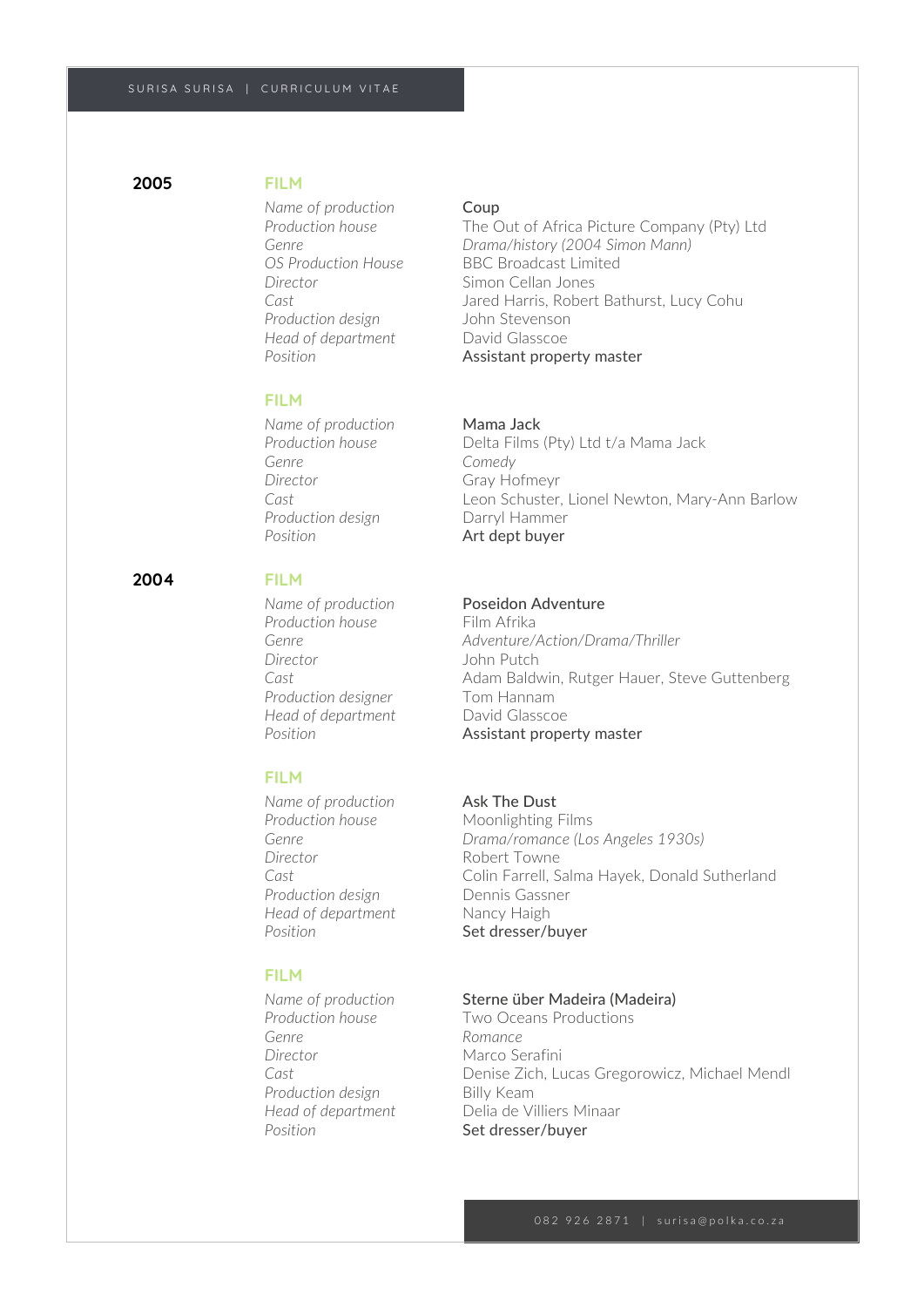## 2005

### FILM

| | |
|---|---|
| *Name of production* | Coup |
| *Production house* | The Out of Africa Picture Company (Pty) Ltd |
| *Genre* | *Drama/history (2004 Simon Mann)* |
| *OS Production House* | BBC Broadcast Limited |
| *Director* | Simon Cellan Jones |
| *Cast* | Jared Harris, Robert Bathurst, Lucy Cohu |
| *Production design* | John Stevenson |
| *Head of department* | David Glasscoe |
| *Position* | Assistant property master |

### FILM

| | |
|---|---|
| *Name of production* | Mama Jack |
| *Production house* | Delta Films (Pty) Ltd t/a Mama Jack |
| *Genre* | *Comedy* |
| *Director* | Gray Hofmeyr |
| *Cast* | Leon Schuster, Lionel Newton, Mary-Ann Barlow |
| *Production design* | Darryl Hammer |
| *Position* | Art dept buyer |

## 2004

### FILM

| | |
|---|---|
| *Name of production* | Poseidon Adventure |
| *Production house* | Film Afrika |
| *Genre* | *Adventure/Action/Drama/Thriller* |
| *Director* | John Putch |
| *Cast* | Adam Baldwin, Rutger Hauer, Steve Guttenberg |
| *Production designer* | Tom Hannam |
| *Head of department* | David Glasscoe |
| *Position* | Assistant property master |

### FILM

| | |
|---|---|
| *Name of production* | Ask The Dust |
| *Production house* | Moonlighting Films |
| *Genre* | *Drama/romance (Los Angeles 1930s)* |
| *Director* | Robert Towne |
| *Cast* | Colin Farrell, Salma Hayek, Donald Sutherland |
| *Production design* | Dennis Gassner |
| *Head of department* | Nancy Haigh |
| *Position* | Set dresser/buyer |

### FILM

| | |
|---|---|
| *Name of production* | Sterne über Madeira (Madeira) |
| *Production house* | Two Oceans Productions |
| *Genre* | *Romance* |
| *Director* | Marco Serafini |
| *Cast* | Denise Zich, Lucas Gregorowicz, Michael Mendl |
| *Production design* | Billy Keam |
| *Head of department* | Delia de Villiers Minaar |
| *Position* | Set dresser/buyer |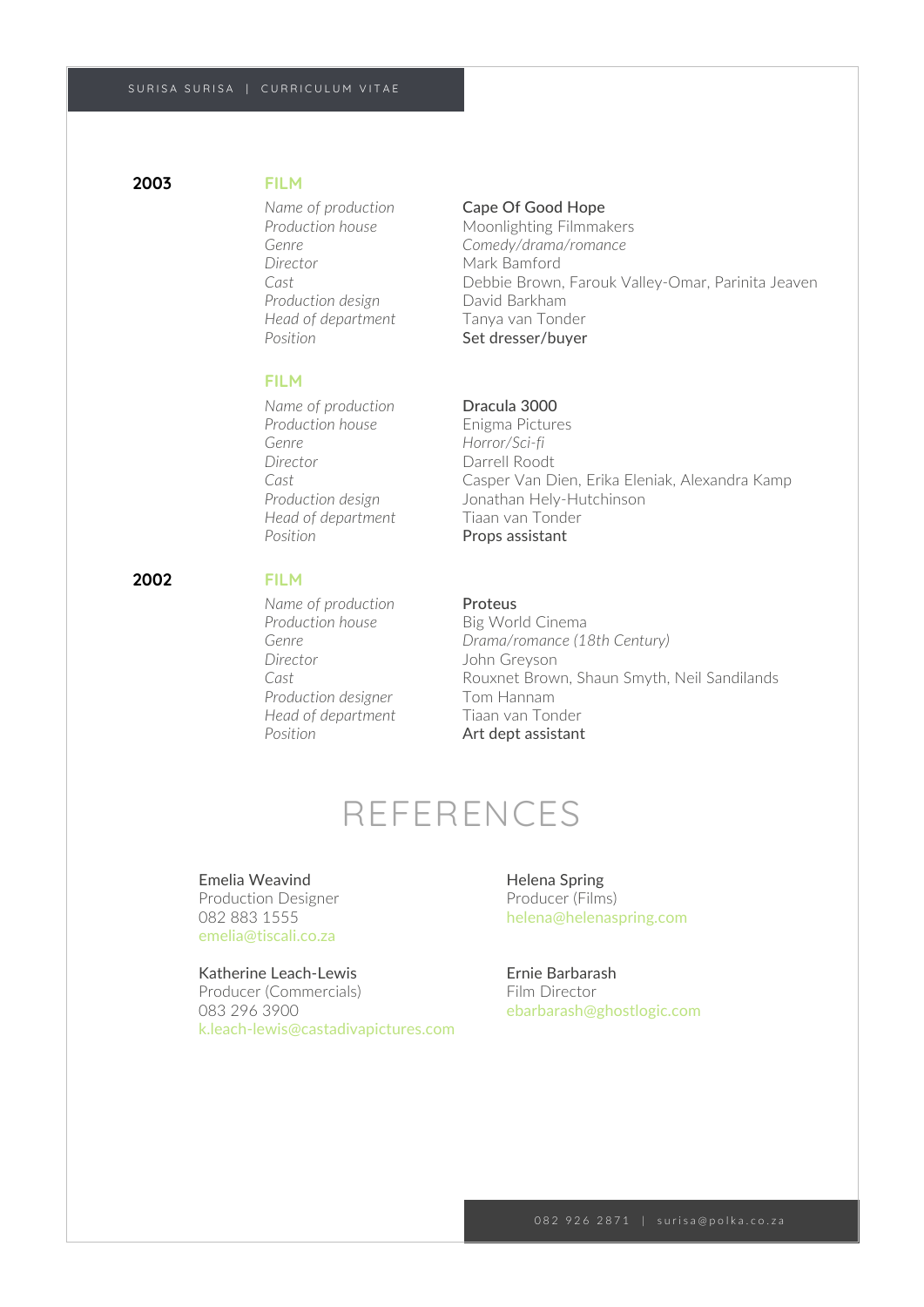**2003**

### FILM

| | |
|---|---|
| *Name of production* | Cape Of Good Hope |
| *Production house* | Moonlighting Filmmakers |
| *Genre* | *Comedy/drama/romance* |
| *Director* | Mark Bamford |
| *Cast* | Debbie Brown, Farouk Valley-Omar, Parinita Jeaven |
| *Production design* | David Barkham |
| *Head of department* | Tanya van Tonder |
| *Position* | Set dresser/buyer |

### FILM

| | |
|---|---|
| *Name of production* | Dracula 3000 |
| *Production house* | Enigma Pictures |
| *Genre* | *Horror/Sci-fi* |
| *Director* | Darrell Roodt |
| *Cast* | Casper Van Dien, Erika Eleniak, Alexandra Kamp |
| *Production design* | Jonathan Hely-Hutchinson |
| *Head of department* | Tiaan van Tonder |
| *Position* | Props assistant |

**2002**

### FILM

| | |
|---|---|
| *Name of production* | Proteus |
| *Production house* | Big World Cinema |
| *Genre* | *Drama/romance (18th Century)* |
| *Director* | John Greyson |
| *Cast* | Rouxnet Brown, Shaun Smyth, Neil Sandilands |
| *Production designer* | Tom Hannam |
| *Head of department* | Tiaan van Tonder |
| *Position* | Art dept assistant |

# REFERENCES

Emelia Weavind
Production Designer
082 883 1555
emelia@tiscali.co.za

Helena Spring
Producer (Films)
helena@helenaspring.com

Katherine Leach-Lewis
Producer (Commercials)
083 296 3900
k.leach-lewis@castadivapictures.com

Ernie Barbarash
Film Director
ebarbarash@ghostlogic.com